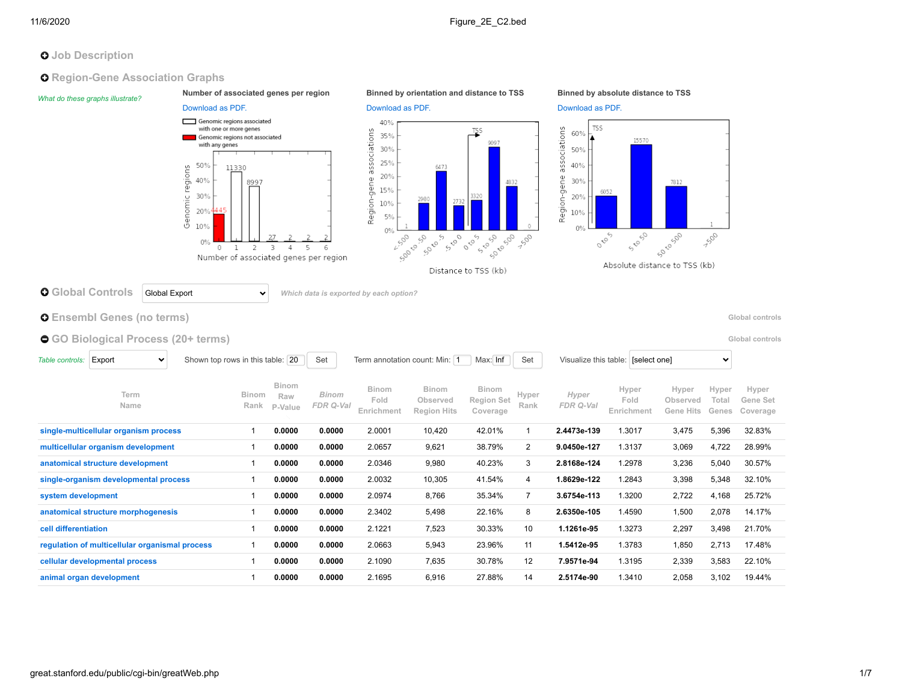# Figure_2E_C2.bed

## Job Description

## Region-Gene Association Graphs

*What do these graphs illustrate?*

**Number of associated genes per region**

Download as PDF.

Genomic regions associated with one or more genes

Genomic regions not associated with any genes

| Number of associated genes per region | 0 | 1 | 2 | 3 | 4 | 5 | 6 |
|---|---|---|---|---|---|---|---|
| Genomic regions | 4445 | 11330 | 8997 | 27 | 2 | 2 | 2 |

**Binned by orientation and distance to TSS**

Download as PDF.

| Distance to TSS (kb) | <-500 | -500 to -50 | -50 to -5 | -5 to 0 | 0 to 5 | 5 to 50 | 50 to 500 | >500 |
|---|---|---|---|---|---|---|---|---|
| Region-gene associations | 1 | 2980 | 6473 | 2732 | 3320 | 9097 | 4832 | 0 |

**Binned by absolute distance to TSS**

Download as PDF.

| Absolute distance to TSS (kb) | 0 to 5 | 5 to 50 | 50 to 500 | >500 |
|---|---|---|---|---|
| Region-gene associations | 6052 | 15570 | 7812 | 1 |

## Global Controls

Global Export

*Which data is exported by each option?*

## Ensembl Genes (no terms)

Global controls

## GO Biological Process (20+ terms)

Global controls

*Table controls:* Export — Shown top rows in this table: 20 Set — Term annotation count: Min: 1 Max: Inf Set — Visualize this table: [select one]

| Term Name | Binom Rank | Binom Raw P-Value | *Binom FDR Q-Val* | Binom Fold Enrichment | Binom Observed Region Hits | Binom Region Set Coverage | Hyper Rank | *Hyper FDR Q-Val* | Hyper Fold Enrichment | Hyper Observed Gene Hits | Hyper Total Genes | Hyper Gene Set Coverage |
|---|---|---|---|---|---|---|---|---|---|---|---|---|
| single-multicellular organism process | 1 | **0.0000** | **0.0000** | 2.0001 | 10,420 | 42.01% | 1 | **2.4473e-139** | 1.3017 | 3,475 | 5,396 | 32.83% |
| multicellular organism development | 1 | **0.0000** | **0.0000** | 2.0657 | 9,621 | 38.79% | 2 | **9.0450e-127** | 1.3137 | 3,069 | 4,722 | 28.99% |
| anatomical structure development | 1 | **0.0000** | **0.0000** | 2.0346 | 9,980 | 40.23% | 3 | **2.8168e-124** | 1.2978 | 3,236 | 5,040 | 30.57% |
| single-organism developmental process | 1 | **0.0000** | **0.0000** | 2.0032 | 10,305 | 41.54% | 4 | **1.8629e-122** | 1.2843 | 3,398 | 5,348 | 32.10% |
| system development | 1 | **0.0000** | **0.0000** | 2.0974 | 8,766 | 35.34% | 7 | **3.6754e-113** | 1.3200 | 2,722 | 4,168 | 25.72% |
| anatomical structure morphogenesis | 1 | **0.0000** | **0.0000** | 2.3402 | 5,498 | 22.16% | 8 | **2.6350e-105** | 1.4590 | 1,500 | 2,078 | 14.17% |
| cell differentiation | 1 | **0.0000** | **0.0000** | 2.1221 | 7,523 | 30.33% | 10 | **1.1261e-95** | 1.3273 | 2,297 | 3,498 | 21.70% |
| regulation of multicellular organismal process | 1 | **0.0000** | **0.0000** | 2.0663 | 5,943 | 23.96% | 11 | **1.5412e-95** | 1.3783 | 1,850 | 2,713 | 17.48% |
| cellular developmental process | 1 | **0.0000** | **0.0000** | 2.1090 | 7,635 | 30.78% | 12 | **7.9571e-94** | 1.3195 | 2,339 | 3,583 | 22.10% |
| animal organ development | 1 | **0.0000** | **0.0000** | 2.1695 | 6,916 | 27.88% | 14 | **2.5174e-90** | 1.3410 | 2,058 | 3,102 | 19.44% |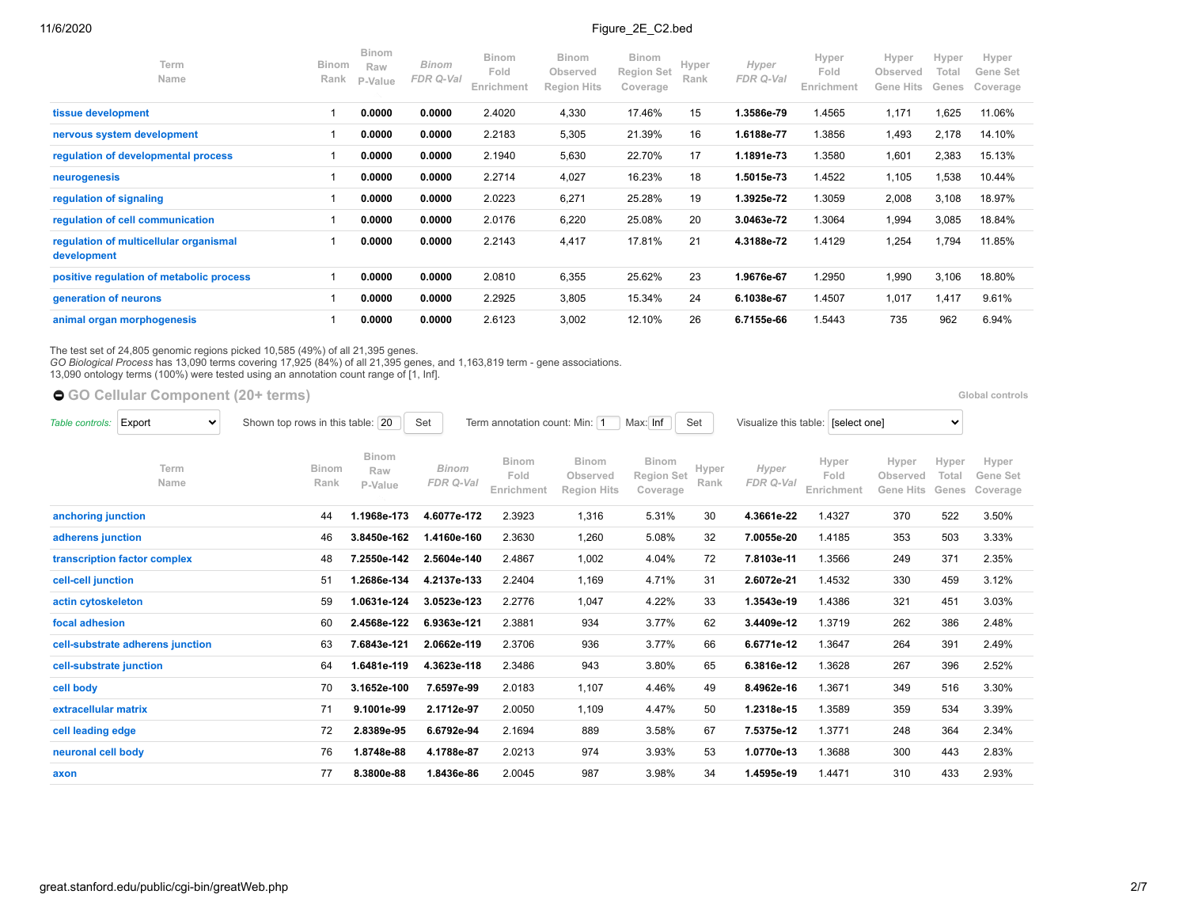| Term Name | Binom Rank | Binom Raw P-Value | *Binom FDR Q-Val* | Binom Fold Enrichment | Binom Observed Region Hits | Binom Region Set Coverage | Hyper Rank | *Hyper FDR Q-Val* | Hyper Fold Enrichment | Hyper Observed Gene Hits | Hyper Total Genes | Hyper Gene Set Coverage |
|---|---|---|---|---|---|---|---|---|---|---|---|---|
| tissue development | 1 | **0.0000** | **0.0000** | 2.4020 | 4,330 | 17.46% | 15 | **1.3586e-79** | 1.4565 | 1,171 | 1,625 | 11.06% |
| nervous system development | 1 | **0.0000** | **0.0000** | 2.2183 | 5,305 | 21.39% | 16 | **1.6188e-77** | 1.3856 | 1,493 | 2,178 | 14.10% |
| regulation of developmental process | 1 | **0.0000** | **0.0000** | 2.1940 | 5,630 | 22.70% | 17 | **1.1891e-73** | 1.3580 | 1,601 | 2,383 | 15.13% |
| neurogenesis | 1 | **0.0000** | **0.0000** | 2.2714 | 4,027 | 16.23% | 18 | **1.5015e-73** | 1.4522 | 1,105 | 1,538 | 10.44% |
| regulation of signaling | 1 | **0.0000** | **0.0000** | 2.0223 | 6,271 | 25.28% | 19 | **1.3925e-72** | 1.3059 | 2,008 | 3,108 | 18.97% |
| regulation of cell communication | 1 | **0.0000** | **0.0000** | 2.0176 | 6,220 | 25.08% | 20 | **3.0463e-72** | 1.3064 | 1,994 | 3,085 | 18.84% |
| regulation of multicellular organismal development | 1 | **0.0000** | **0.0000** | 2.2143 | 4,417 | 17.81% | 21 | **4.3188e-72** | 1.4129 | 1,254 | 1,794 | 11.85% |
| positive regulation of metabolic process | 1 | **0.0000** | **0.0000** | 2.0810 | 6,355 | 25.62% | 23 | **1.9676e-67** | 1.2950 | 1,990 | 3,106 | 18.80% |
| generation of neurons | 1 | **0.0000** | **0.0000** | 2.2925 | 3,805 | 15.34% | 24 | **6.1038e-67** | 1.4507 | 1,017 | 1,417 | 9.61% |
| animal organ morphogenesis | 1 | **0.0000** | **0.0000** | 2.6123 | 3,002 | 12.10% | 26 | **6.7155e-66** | 1.5443 | 735 | 962 | 6.94% |

The test set of 24,805 genomic regions picked 10,585 (49%) of all 21,395 genes.
*GO Biological Process* has 13,090 terms covering 17,925 (84%) of all 21,395 genes, and 1,163,819 term - gene associations.
13,090 ontology terms (100%) were tested using an annotation count range of [1, Inf].

## GO Cellular Component (20+ terms)

Global controls

*Table controls:* Export | Shown top rows in this table: 20 Set | Term annotation count: Min: 1 Max: Inf Set | Visualize this table: [select one]

| Term Name | Binom Rank | Binom Raw P-Value | *Binom FDR Q-Val* | Binom Fold Enrichment | Binom Observed Region Hits | Binom Region Set Coverage | Hyper Rank | *Hyper FDR Q-Val* | Hyper Fold Enrichment | Hyper Observed Gene Hits | Hyper Total Genes | Hyper Gene Set Coverage |
|---|---|---|---|---|---|---|---|---|---|---|---|---|
| anchoring junction | 44 | **1.1968e-173** | **4.6077e-172** | 2.3923 | 1,316 | 5.31% | 30 | **4.3661e-22** | 1.4327 | 370 | 522 | 3.50% |
| adherens junction | 46 | **3.8450e-162** | **1.4160e-160** | 2.3630 | 1,260 | 5.08% | 32 | **7.0055e-20** | 1.4185 | 353 | 503 | 3.33% |
| transcription factor complex | 48 | **7.2550e-142** | **2.5604e-140** | 2.4867 | 1,002 | 4.04% | 72 | **7.8103e-11** | 1.3566 | 249 | 371 | 2.35% |
| cell-cell junction | 51 | **1.2686e-134** | **4.2137e-133** | 2.2404 | 1,169 | 4.71% | 31 | **2.6072e-21** | 1.4532 | 330 | 459 | 3.12% |
| actin cytoskeleton | 59 | **1.0631e-124** | **3.0523e-123** | 2.2776 | 1,047 | 4.22% | 33 | **1.3543e-19** | 1.4386 | 321 | 451 | 3.03% |
| focal adhesion | 60 | **2.4568e-122** | **6.9363e-121** | 2.3881 | 934 | 3.77% | 62 | **3.4409e-12** | 1.3719 | 262 | 386 | 2.48% |
| cell-substrate adherens junction | 63 | **7.6843e-121** | **2.0662e-119** | 2.3706 | 936 | 3.77% | 66 | **6.6771e-12** | 1.3647 | 264 | 391 | 2.49% |
| cell-substrate junction | 64 | **1.6481e-119** | **4.3623e-118** | 2.3486 | 943 | 3.80% | 65 | **6.3816e-12** | 1.3628 | 267 | 396 | 2.52% |
| cell body | 70 | **3.1652e-100** | **7.6597e-99** | 2.0183 | 1,107 | 4.46% | 49 | **8.4962e-16** | 1.3671 | 349 | 516 | 3.30% |
| extracellular matrix | 71 | **9.1001e-99** | **2.1712e-97** | 2.0050 | 1,109 | 4.47% | 50 | **1.2318e-15** | 1.3589 | 359 | 534 | 3.39% |
| cell leading edge | 72 | **2.8389e-95** | **6.6792e-94** | 2.1694 | 889 | 3.58% | 67 | **7.5375e-12** | 1.3771 | 248 | 364 | 2.34% |
| neuronal cell body | 76 | **1.8748e-88** | **4.1788e-87** | 2.0213 | 974 | 3.93% | 53 | **1.0770e-13** | 1.3688 | 300 | 443 | 2.83% |
| axon | 77 | **8.3800e-88** | **1.8436e-86** | 2.0045 | 987 | 3.98% | 34 | **1.4595e-19** | 1.4471 | 310 | 433 | 2.93% |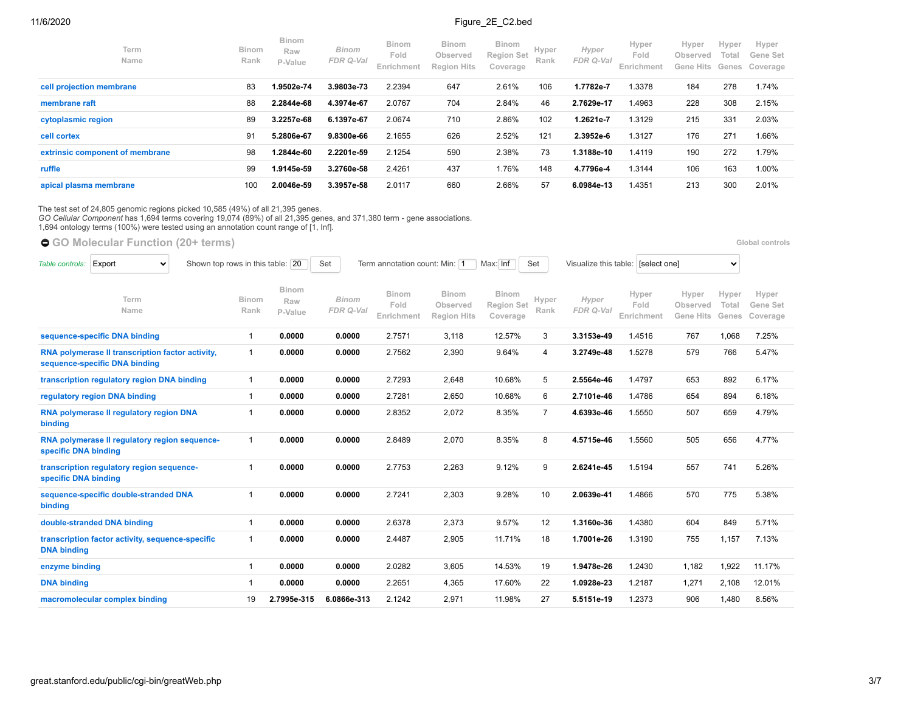| Term Name | Binom Rank | Binom Raw P-Value | Binom FDR Q-Val | Binom Fold Enrichment | Binom Observed Region Hits | Binom Region Set Coverage | Hyper Rank | Hyper FDR Q-Val | Hyper Fold Enrichment | Hyper Observed Gene Hits | Hyper Total Genes | Hyper Gene Set Coverage |
|---|---|---|---|---|---|---|---|---|---|---|---|---|
| cell projection membrane | 83 | **1.9502e-74** | **3.9803e-73** | 2.2394 | 647 | 2.61% | 106 | **1.7782e-7** | 1.3378 | 184 | 278 | 1.74% |
| membrane raft | 88 | **2.2844e-68** | **4.3974e-67** | 2.0767 | 704 | 2.84% | 46 | **2.7629e-17** | 1.4963 | 228 | 308 | 2.15% |
| cytoplasmic region | 89 | **3.2257e-68** | **6.1397e-67** | 2.0674 | 710 | 2.86% | 102 | **1.2621e-7** | 1.3129 | 215 | 331 | 2.03% |
| cell cortex | 91 | **5.2806e-67** | **9.8300e-66** | 2.1655 | 626 | 2.52% | 121 | **2.3952e-6** | 1.3127 | 176 | 271 | 1.66% |
| extrinsic component of membrane | 98 | **1.2844e-60** | **2.2201e-59** | 2.1254 | 590 | 2.38% | 73 | **1.3188e-10** | 1.4119 | 190 | 272 | 1.79% |
| ruffle | 99 | **1.9145e-59** | **3.2760e-58** | 2.4261 | 437 | 1.76% | 148 | **4.7796e-4** | 1.3144 | 106 | 163 | 1.00% |
| apical plasma membrane | 100 | **2.0046e-59** | **3.3957e-58** | 2.0117 | 660 | 2.66% | 57 | **6.0984e-13** | 1.4351 | 213 | 300 | 2.01% |

The test set of 24,805 genomic regions picked 10,585 (49%) of all 21,395 genes.
*GO Cellular Component* has 1,694 terms covering 19,074 (89%) of all 21,395 genes, and 371,380 term - gene associations.
1,694 ontology terms (100%) were tested using an annotation count range of [1, Inf].

## GO Molecular Function (20+ terms)

Global controls

*Table controls:* Export | Shown top rows in this table: 20 Set | Term annotation count: Min: 1 Max: Inf Set | Visualize this table: [select one]

| Term Name | Binom Rank | Binom Raw P-Value | Binom FDR Q-Val | Binom Fold Enrichment | Binom Observed Region Hits | Binom Region Set Coverage | Hyper Rank | Hyper FDR Q-Val | Hyper Fold Enrichment | Hyper Observed Gene Hits | Hyper Total Genes | Hyper Gene Set Coverage |
|---|---|---|---|---|---|---|---|---|---|---|---|---|
| sequence-specific DNA binding | 1 | **0.0000** | **0.0000** | 2.7571 | 3,118 | 12.57% | 3 | **3.3153e-49** | 1.4516 | 767 | 1,068 | 7.25% |
| RNA polymerase II transcription factor activity, sequence-specific DNA binding | 1 | **0.0000** | **0.0000** | 2.7562 | 2,390 | 9.64% | 4 | **3.2749e-48** | 1.5278 | 579 | 766 | 5.47% |
| transcription regulatory region DNA binding | 1 | **0.0000** | **0.0000** | 2.7293 | 2,648 | 10.68% | 5 | **2.5564e-46** | 1.4797 | 653 | 892 | 6.17% |
| regulatory region DNA binding | 1 | **0.0000** | **0.0000** | 2.7281 | 2,650 | 10.68% | 6 | **2.7101e-46** | 1.4786 | 654 | 894 | 6.18% |
| RNA polymerase II regulatory region DNA binding | 1 | **0.0000** | **0.0000** | 2.8352 | 2,072 | 8.35% | 7 | **4.6393e-46** | 1.5550 | 507 | 659 | 4.79% |
| RNA polymerase II regulatory region sequence-specific DNA binding | 1 | **0.0000** | **0.0000** | 2.8489 | 2,070 | 8.35% | 8 | **4.5715e-46** | 1.5560 | 505 | 656 | 4.77% |
| transcription regulatory region sequence-specific DNA binding | 1 | **0.0000** | **0.0000** | 2.7753 | 2,263 | 9.12% | 9 | **2.6241e-45** | 1.5194 | 557 | 741 | 5.26% |
| sequence-specific double-stranded DNA binding | 1 | **0.0000** | **0.0000** | 2.7241 | 2,303 | 9.28% | 10 | **2.0639e-41** | 1.4866 | 570 | 775 | 5.38% |
| double-stranded DNA binding | 1 | **0.0000** | **0.0000** | 2.6378 | 2,373 | 9.57% | 12 | **1.3160e-36** | 1.4380 | 604 | 849 | 5.71% |
| transcription factor activity, sequence-specific DNA binding | 1 | **0.0000** | **0.0000** | 2.4487 | 2,905 | 11.71% | 18 | **1.7001e-26** | 1.3190 | 755 | 1,157 | 7.13% |
| enzyme binding | 1 | **0.0000** | **0.0000** | 2.0282 | 3,605 | 14.53% | 19 | **1.9478e-26** | 1.2430 | 1,182 | 1,922 | 11.17% |
| DNA binding | 1 | **0.0000** | **0.0000** | 2.2651 | 4,365 | 17.60% | 22 | **1.0928e-23** | 1.2187 | 1,271 | 2,108 | 12.01% |
| macromolecular complex binding | 19 | **2.7995e-315** | **6.0866e-313** | 2.1242 | 2,971 | 11.98% | 27 | **5.5151e-19** | 1.2373 | 906 | 1,480 | 8.56% |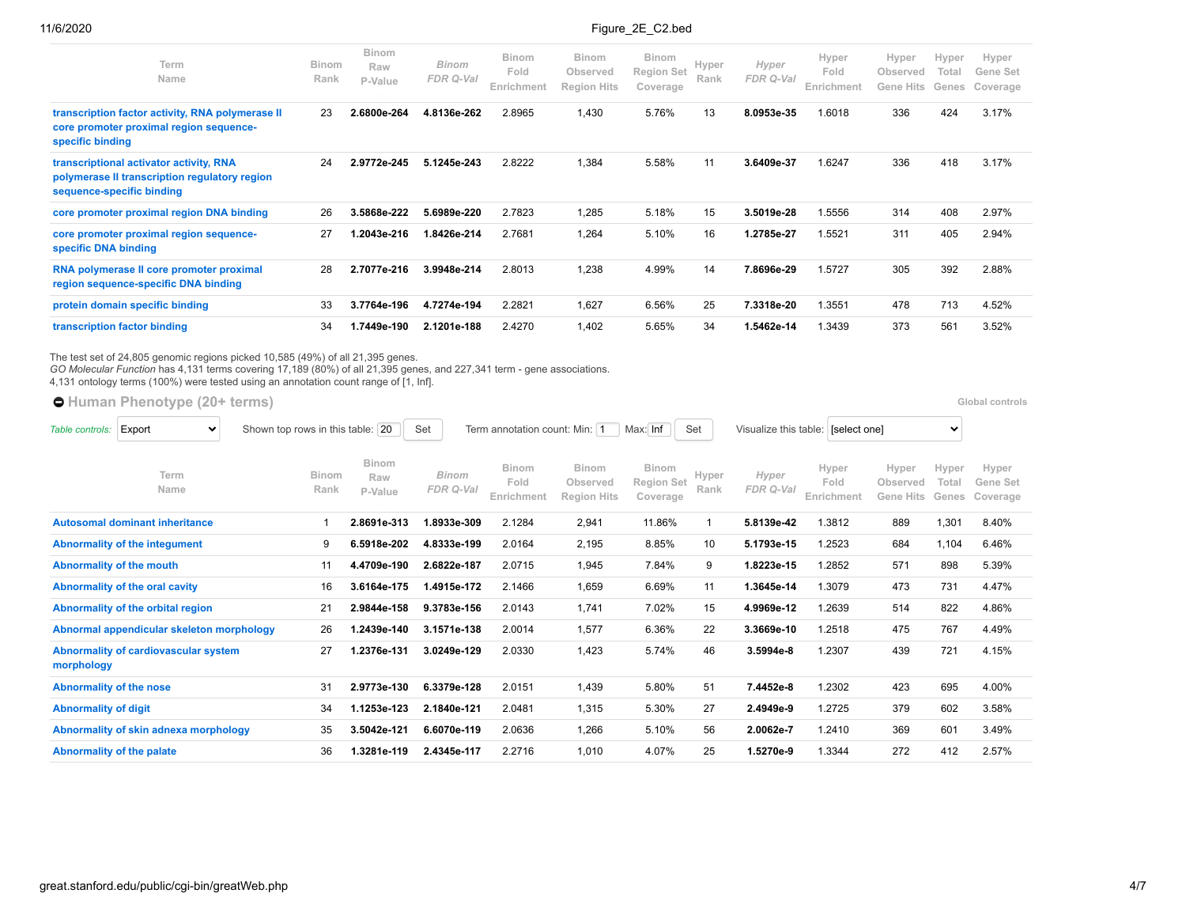| Term Name | Binom Rank | Binom Raw P-Value | Binom FDR Q-Val | Binom Fold Enrichment | Binom Observed Region Hits | Binom Region Set Coverage | Hyper Rank | Hyper FDR Q-Val | Hyper Fold Enrichment | Hyper Observed Gene Hits | Hyper Total Genes | Hyper Gene Set Coverage |
|---|---|---|---|---|---|---|---|---|---|---|---|---|
| transcription factor activity, RNA polymerase II core promoter proximal region sequence-specific binding | 23 | **2.6800e-264** | **4.8136e-262** | 2.8965 | 1,430 | 5.76% | 13 | **8.0953e-35** | 1.6018 | 336 | 424 | 3.17% |
| transcriptional activator activity, RNA polymerase II transcription regulatory region sequence-specific binding | 24 | **2.9772e-245** | **5.1245e-243** | 2.8222 | 1,384 | 5.58% | 11 | **3.6409e-37** | 1.6247 | 336 | 418 | 3.17% |
| core promoter proximal region DNA binding | 26 | **3.5868e-222** | **5.6989e-220** | 2.7823 | 1,285 | 5.18% | 15 | **3.5019e-28** | 1.5556 | 314 | 408 | 2.97% |
| core promoter proximal region sequence-specific DNA binding | 27 | **1.2043e-216** | **1.8426e-214** | 2.7681 | 1,264 | 5.10% | 16 | **1.2785e-27** | 1.5521 | 311 | 405 | 2.94% |
| RNA polymerase II core promoter proximal region sequence-specific DNA binding | 28 | **2.7077e-216** | **3.9948e-214** | 2.8013 | 1,238 | 4.99% | 14 | **7.8696e-29** | 1.5727 | 305 | 392 | 2.88% |
| protein domain specific binding | 33 | **3.7764e-196** | **4.7274e-194** | 2.2821 | 1,627 | 6.56% | 25 | **7.3318e-20** | 1.3551 | 478 | 713 | 4.52% |
| transcription factor binding | 34 | **1.7449e-190** | **2.1201e-188** | 2.4270 | 1,402 | 5.65% | 34 | **1.5462e-14** | 1.3439 | 373 | 561 | 3.52% |

The test set of 24,805 genomic regions picked 10,585 (49%) of all 21,395 genes.
*GO Molecular Function* has 4,131 terms covering 17,189 (80%) of all 21,395 genes, and 227,341 term - gene associations.
4,131 ontology terms (100%) were tested using an annotation count range of [1, Inf].

## Human Phenotype (20+ terms)

Global controls

*Table controls:* Export | Shown top rows in this table: 20 Set | Term annotation count: Min: 1 Max: Inf Set | Visualize this table: [select one]

| Term Name | Binom Rank | Binom Raw P-Value | Binom FDR Q-Val | Binom Fold Enrichment | Binom Observed Region Hits | Binom Region Set Coverage | Hyper Rank | Hyper FDR Q-Val | Hyper Fold Enrichment | Hyper Observed Gene Hits | Hyper Total Genes | Hyper Gene Set Coverage |
|---|---|---|---|---|---|---|---|---|---|---|---|---|
| Autosomal dominant inheritance | 1 | **2.8691e-313** | **1.8933e-309** | 2.1284 | 2,941 | 11.86% | 1 | **5.8139e-42** | 1.3812 | 889 | 1,301 | 8.40% |
| Abnormality of the integument | 9 | **6.5918e-202** | **4.8333e-199** | 2.0164 | 2,195 | 8.85% | 10 | **5.1793e-15** | 1.2523 | 684 | 1,104 | 6.46% |
| Abnormality of the mouth | 11 | **4.4709e-190** | **2.6822e-187** | 2.0715 | 1,945 | 7.84% | 9 | **1.8223e-15** | 1.2852 | 571 | 898 | 5.39% |
| Abnormality of the oral cavity | 16 | **3.6164e-175** | **1.4915e-172** | 2.1466 | 1,659 | 6.69% | 11 | **1.3645e-14** | 1.3079 | 473 | 731 | 4.47% |
| Abnormality of the orbital region | 21 | **2.9844e-158** | **9.3783e-156** | 2.0143 | 1,741 | 7.02% | 15 | **4.9969e-12** | 1.2639 | 514 | 822 | 4.86% |
| Abnormal appendicular skeleton morphology | 26 | **1.2439e-140** | **3.1571e-138** | 2.0014 | 1,577 | 6.36% | 22 | **3.3669e-10** | 1.2518 | 475 | 767 | 4.49% |
| Abnormality of cardiovascular system morphology | 27 | **1.2376e-131** | **3.0249e-129** | 2.0330 | 1,423 | 5.74% | 46 | **3.5994e-8** | 1.2307 | 439 | 721 | 4.15% |
| Abnormality of the nose | 31 | **2.9773e-130** | **6.3379e-128** | 2.0151 | 1,439 | 5.80% | 51 | **7.4452e-8** | 1.2302 | 423 | 695 | 4.00% |
| Abnormality of digit | 34 | **1.1253e-123** | **2.1840e-121** | 2.0481 | 1,315 | 5.30% | 27 | **2.4949e-9** | 1.2725 | 379 | 602 | 3.58% |
| Abnormality of skin adnexa morphology | 35 | **3.5042e-121** | **6.6070e-119** | 2.0636 | 1,266 | 5.10% | 56 | **2.0062e-7** | 1.2410 | 369 | 601 | 3.49% |
| Abnormality of the palate | 36 | **1.3281e-119** | **2.4345e-117** | 2.2716 | 1,010 | 4.07% | 25 | **1.5270e-9** | 1.3344 | 272 | 412 | 2.57% |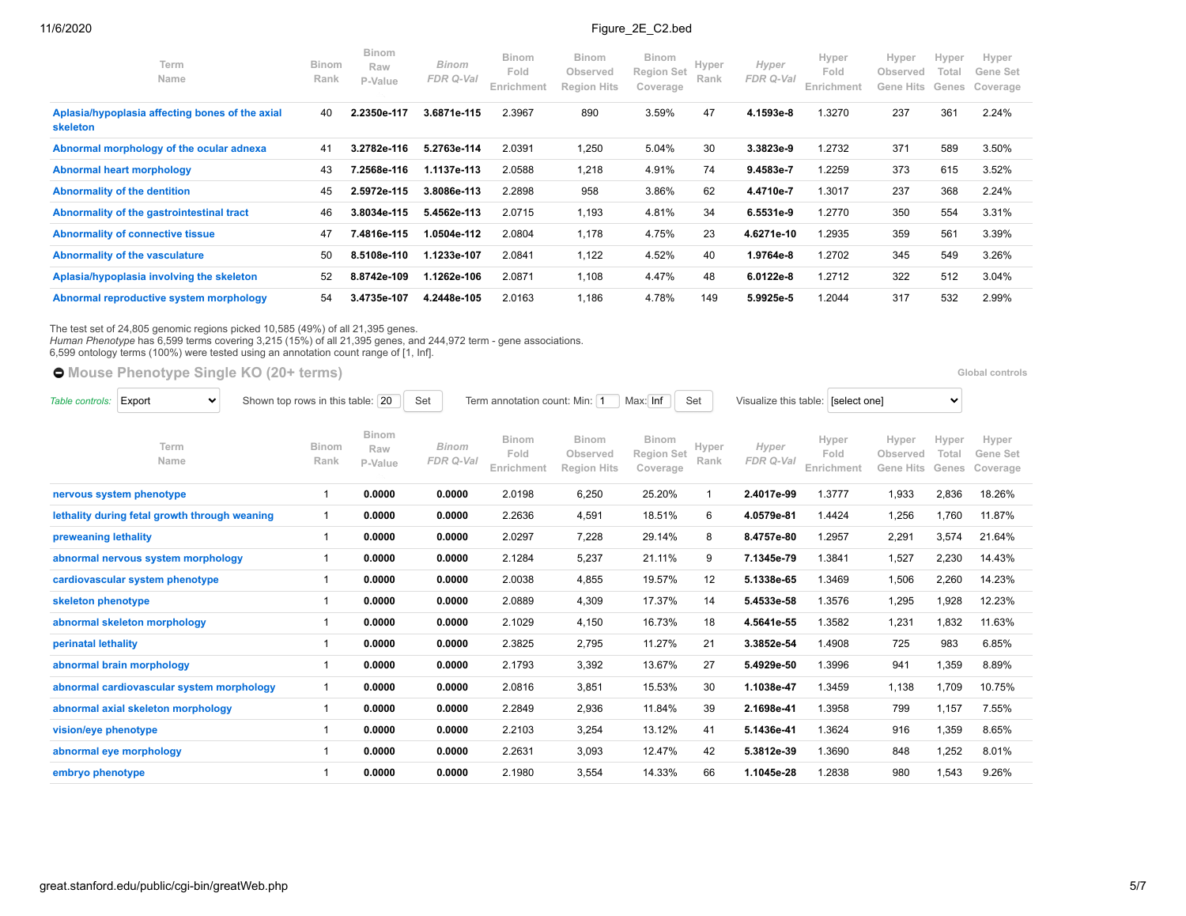| Term Name | Binom Rank | Binom Raw P-Value | *Binom FDR Q-Val* | Binom Fold Enrichment | Binom Observed Region Hits | Binom Region Set Coverage | Hyper Rank | *Hyper FDR Q-Val* | Hyper Fold Enrichment | Hyper Observed Gene Hits | Hyper Total Genes | Hyper Gene Set Coverage |
|---|---|---|---|---|---|---|---|---|---|---|---|---|
| Aplasia/hypoplasia affecting bones of the axial skeleton | 40 | **2.2350e-117** | **3.6871e-115** | 2.3967 | 890 | 3.59% | 47 | **4.1593e-8** | 1.3270 | 237 | 361 | 2.24% |
| Abnormal morphology of the ocular adnexa | 41 | **3.2782e-116** | **5.2763e-114** | 2.0391 | 1,250 | 5.04% | 30 | **3.3823e-9** | 1.2732 | 371 | 589 | 3.50% |
| Abnormal heart morphology | 43 | **7.2568e-116** | **1.1137e-113** | 2.0588 | 1,218 | 4.91% | 74 | **9.4583e-7** | 1.2259 | 373 | 615 | 3.52% |
| Abnormality of the dentition | 45 | **2.5972e-115** | **3.8086e-113** | 2.2898 | 958 | 3.86% | 62 | **4.4710e-7** | 1.3017 | 237 | 368 | 2.24% |
| Abnormality of the gastrointestinal tract | 46 | **3.8034e-115** | **5.4562e-113** | 2.0715 | 1,193 | 4.81% | 34 | **6.5531e-9** | 1.2770 | 350 | 554 | 3.31% |
| Abnormality of connective tissue | 47 | **7.4816e-115** | **1.0504e-112** | 2.0804 | 1,178 | 4.75% | 23 | **4.6271e-10** | 1.2935 | 359 | 561 | 3.39% |
| Abnormality of the vasculature | 50 | **8.5108e-110** | **1.1233e-107** | 2.0841 | 1,122 | 4.52% | 40 | **1.9764e-8** | 1.2702 | 345 | 549 | 3.26% |
| Aplasia/hypoplasia involving the skeleton | 52 | **8.8742e-109** | **1.1262e-106** | 2.0871 | 1,108 | 4.47% | 48 | **6.0122e-8** | 1.2712 | 322 | 512 | 3.04% |
| Abnormal reproductive system morphology | 54 | **3.4735e-107** | **4.2448e-105** | 2.0163 | 1,186 | 4.78% | 149 | **5.9925e-5** | 1.2044 | 317 | 532 | 2.99% |

The test set of 24,805 genomic regions picked 10,585 (49%) of all 21,395 genes.
*Human Phenotype* has 6,599 terms covering 3,215 (15%) of all 21,395 genes, and 244,972 term - gene associations.
6,599 ontology terms (100%) were tested using an annotation count range of [1, Inf].

## Mouse Phenotype Single KO (20+ terms)

Global controls

*Table controls:* Export | Shown top rows in this table: 20 Set | Term annotation count: Min: 1 Max: Inf Set | Visualize this table: [select one]

| Term Name | Binom Rank | Binom Raw P-Value | *Binom FDR Q-Val* | Binom Fold Enrichment | Binom Observed Region Hits | Binom Region Set Coverage | Hyper Rank | *Hyper FDR Q-Val* | Hyper Fold Enrichment | Hyper Observed Gene Hits | Hyper Total Genes | Hyper Gene Set Coverage |
|---|---|---|---|---|---|---|---|---|---|---|---|---|
| nervous system phenotype | 1 | **0.0000** | **0.0000** | 2.0198 | 6,250 | 25.20% | 1 | **2.4017e-99** | 1.3777 | 1,933 | 2,836 | 18.26% |
| lethality during fetal growth through weaning | 1 | **0.0000** | **0.0000** | 2.2636 | 4,591 | 18.51% | 6 | **4.0579e-81** | 1.4424 | 1,256 | 1,760 | 11.87% |
| preweaning lethality | 1 | **0.0000** | **0.0000** | 2.0297 | 7,228 | 29.14% | 8 | **8.4757e-80** | 1.2957 | 2,291 | 3,574 | 21.64% |
| abnormal nervous system morphology | 1 | **0.0000** | **0.0000** | 2.1284 | 5,237 | 21.11% | 9 | **7.1345e-79** | 1.3841 | 1,527 | 2,230 | 14.43% |
| cardiovascular system phenotype | 1 | **0.0000** | **0.0000** | 2.0038 | 4,855 | 19.57% | 12 | **5.1338e-65** | 1.3469 | 1,506 | 2,260 | 14.23% |
| skeleton phenotype | 1 | **0.0000** | **0.0000** | 2.0889 | 4,309 | 17.37% | 14 | **5.4533e-58** | 1.3576 | 1,295 | 1,928 | 12.23% |
| abnormal skeleton morphology | 1 | **0.0000** | **0.0000** | 2.1029 | 4,150 | 16.73% | 18 | **4.5641e-55** | 1.3582 | 1,231 | 1,832 | 11.63% |
| perinatal lethality | 1 | **0.0000** | **0.0000** | 2.3825 | 2,795 | 11.27% | 21 | **3.3852e-54** | 1.4908 | 725 | 983 | 6.85% |
| abnormal brain morphology | 1 | **0.0000** | **0.0000** | 2.1793 | 3,392 | 13.67% | 27 | **5.4929e-50** | 1.3996 | 941 | 1,359 | 8.89% |
| abnormal cardiovascular system morphology | 1 | **0.0000** | **0.0000** | 2.0816 | 3,851 | 15.53% | 30 | **1.1038e-47** | 1.3459 | 1,138 | 1,709 | 10.75% |
| abnormal axial skeleton morphology | 1 | **0.0000** | **0.0000** | 2.2849 | 2,936 | 11.84% | 39 | **2.1698e-41** | 1.3958 | 799 | 1,157 | 7.55% |
| vision/eye phenotype | 1 | **0.0000** | **0.0000** | 2.2103 | 3,254 | 13.12% | 41 | **5.1436e-41** | 1.3624 | 916 | 1,359 | 8.65% |
| abnormal eye morphology | 1 | **0.0000** | **0.0000** | 2.2631 | 3,093 | 12.47% | 42 | **5.3812e-39** | 1.3690 | 848 | 1,252 | 8.01% |
| embryo phenotype | 1 | **0.0000** | **0.0000** | 2.1980 | 3,554 | 14.33% | 66 | **1.1045e-28** | 1.2838 | 980 | 1,543 | 9.26% |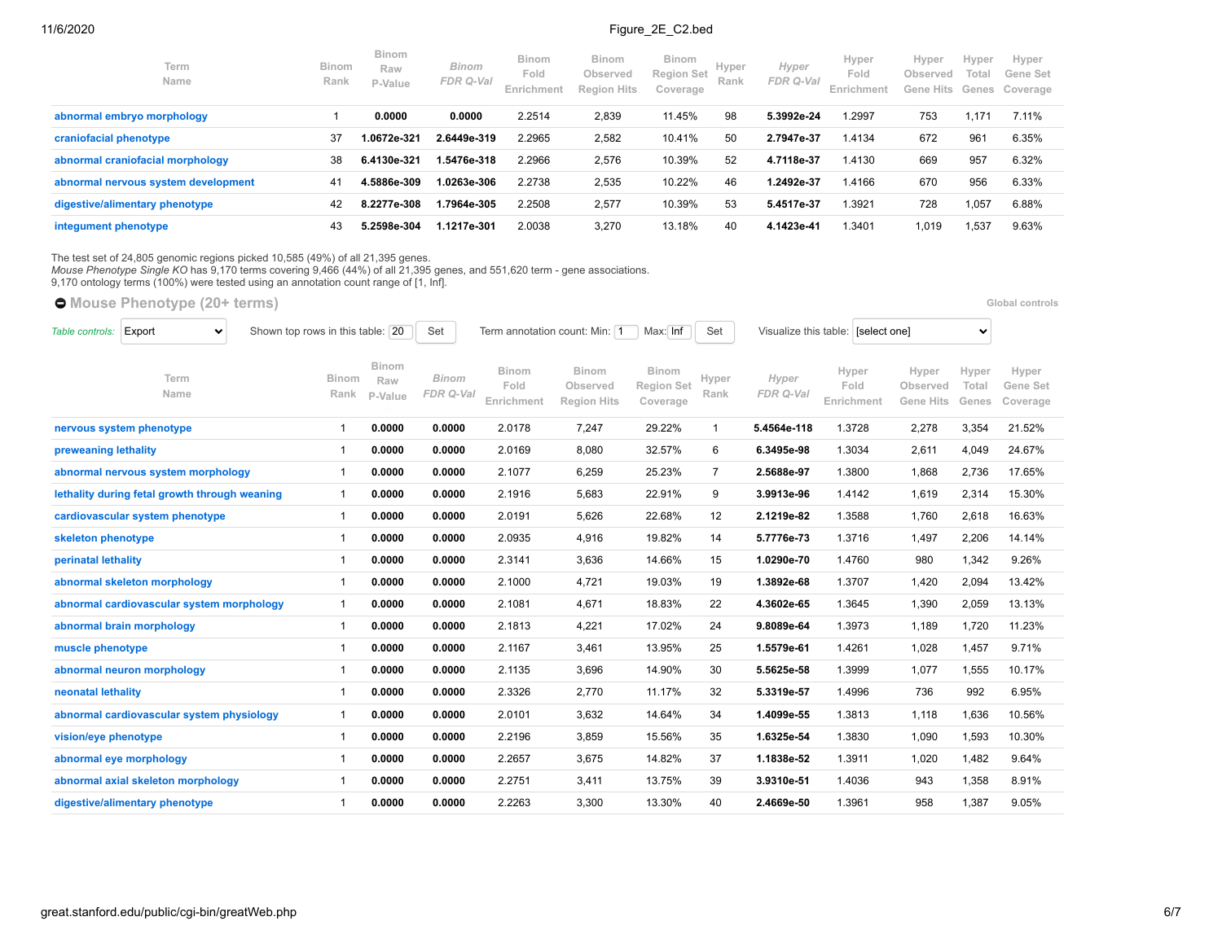| Term Name | Binom Rank | Binom Raw P-Value | *Binom FDR Q-Val* | Binom Fold Enrichment | Binom Observed Region Hits | Binom Region Set Coverage | Hyper Rank | *Hyper FDR Q-Val* | Hyper Fold Enrichment | Hyper Observed Gene Hits | Hyper Total Genes | Hyper Gene Set Coverage |
|---|---|---|---|---|---|---|---|---|---|---|---|---|
| abnormal embryo morphology | 1 | **0.0000** | **0.0000** | 2.2514 | 2,839 | 11.45% | 98 | **5.3992e-24** | 1.2997 | 753 | 1,171 | 7.11% |
| craniofacial phenotype | 37 | **1.0672e-321** | **2.6449e-319** | 2.2965 | 2,582 | 10.41% | 50 | **2.7947e-37** | 1.4134 | 672 | 961 | 6.35% |
| abnormal craniofacial morphology | 38 | **6.4130e-321** | **1.5476e-318** | 2.2966 | 2,576 | 10.39% | 52 | **4.7118e-37** | 1.4130 | 669 | 957 | 6.32% |
| abnormal nervous system development | 41 | **4.5886e-309** | **1.0263e-306** | 2.2738 | 2,535 | 10.22% | 46 | **1.2492e-37** | 1.4166 | 670 | 956 | 6.33% |
| digestive/alimentary phenotype | 42 | **8.2277e-308** | **1.7964e-305** | 2.2508 | 2,577 | 10.39% | 53 | **5.4517e-37** | 1.3921 | 728 | 1,057 | 6.88% |
| integument phenotype | 43 | **5.2598e-304** | **1.1217e-301** | 2.0038 | 3,270 | 13.18% | 40 | **4.1423e-41** | 1.3401 | 1,019 | 1,537 | 9.63% |

The test set of 24,805 genomic regions picked 10,585 (49%) of all 21,395 genes.
*Mouse Phenotype Single KO* has 9,170 terms covering 9,466 (44%) of all 21,395 genes, and 551,620 term - gene associations.
9,170 ontology terms (100%) were tested using an annotation count range of [1, Inf].

## Mouse Phenotype (20+ terms)

Global controls

*Table controls:* Export | Shown top rows in this table: 20 Set | Term annotation count: Min: 1 Max: Inf Set | Visualize this table: [select one]

| Term Name | Binom Rank | Binom Raw P-Value | *Binom FDR Q-Val* | Binom Fold Enrichment | Binom Observed Region Hits | Binom Region Set Coverage | Hyper Rank | *Hyper FDR Q-Val* | Hyper Fold Enrichment | Hyper Observed Gene Hits | Hyper Total Genes | Hyper Gene Set Coverage |
|---|---|---|---|---|---|---|---|---|---|---|---|---|
| nervous system phenotype | 1 | **0.0000** | **0.0000** | 2.0178 | 7,247 | 29.22% | 1 | **5.4564e-118** | 1.3728 | 2,278 | 3,354 | 21.52% |
| preweaning lethality | 1 | **0.0000** | **0.0000** | 2.0169 | 8,080 | 32.57% | 6 | **6.3495e-98** | 1.3034 | 2,611 | 4,049 | 24.67% |
| abnormal nervous system morphology | 1 | **0.0000** | **0.0000** | 2.1077 | 6,259 | 25.23% | 7 | **2.5688e-97** | 1.3800 | 1,868 | 2,736 | 17.65% |
| lethality during fetal growth through weaning | 1 | **0.0000** | **0.0000** | 2.1916 | 5,683 | 22.91% | 9 | **3.9913e-96** | 1.4142 | 1,619 | 2,314 | 15.30% |
| cardiovascular system phenotype | 1 | **0.0000** | **0.0000** | 2.0191 | 5,626 | 22.68% | 12 | **2.1219e-82** | 1.3588 | 1,760 | 2,618 | 16.63% |
| skeleton phenotype | 1 | **0.0000** | **0.0000** | 2.0935 | 4,916 | 19.82% | 14 | **5.7776e-73** | 1.3716 | 1,497 | 2,206 | 14.14% |
| perinatal lethality | 1 | **0.0000** | **0.0000** | 2.3141 | 3,636 | 14.66% | 15 | **1.0290e-70** | 1.4760 | 980 | 1,342 | 9.26% |
| abnormal skeleton morphology | 1 | **0.0000** | **0.0000** | 2.1000 | 4,721 | 19.03% | 19 | **1.3892e-68** | 1.3707 | 1,420 | 2,094 | 13.42% |
| abnormal cardiovascular system morphology | 1 | **0.0000** | **0.0000** | 2.1081 | 4,671 | 18.83% | 22 | **4.3602e-65** | 1.3645 | 1,390 | 2,059 | 13.13% |
| abnormal brain morphology | 1 | **0.0000** | **0.0000** | 2.1813 | 4,221 | 17.02% | 24 | **9.8089e-64** | 1.3973 | 1,189 | 1,720 | 11.23% |
| muscle phenotype | 1 | **0.0000** | **0.0000** | 2.1167 | 3,461 | 13.95% | 25 | **1.5579e-61** | 1.4261 | 1,028 | 1,457 | 9.71% |
| abnormal neuron morphology | 1 | **0.0000** | **0.0000** | 2.1135 | 3,696 | 14.90% | 30 | **5.5625e-58** | 1.3999 | 1,077 | 1,555 | 10.17% |
| neonatal lethality | 1 | **0.0000** | **0.0000** | 2.3326 | 2,770 | 11.17% | 32 | **5.3319e-57** | 1.4996 | 736 | 992 | 6.95% |
| abnormal cardiovascular system physiology | 1 | **0.0000** | **0.0000** | 2.0101 | 3,632 | 14.64% | 34 | **1.4099e-55** | 1.3813 | 1,118 | 1,636 | 10.56% |
| vision/eye phenotype | 1 | **0.0000** | **0.0000** | 2.2196 | 3,859 | 15.56% | 35 | **1.6325e-54** | 1.3830 | 1,090 | 1,593 | 10.30% |
| abnormal eye morphology | 1 | **0.0000** | **0.0000** | 2.2657 | 3,675 | 14.82% | 37 | **1.1838e-52** | 1.3911 | 1,020 | 1,482 | 9.64% |
| abnormal axial skeleton morphology | 1 | **0.0000** | **0.0000** | 2.2751 | 3,411 | 13.75% | 39 | **3.9310e-51** | 1.4036 | 943 | 1,358 | 8.91% |
| digestive/alimentary phenotype | 1 | **0.0000** | **0.0000** | 2.2263 | 3,300 | 13.30% | 40 | **2.4669e-50** | 1.3961 | 958 | 1,387 | 9.05% |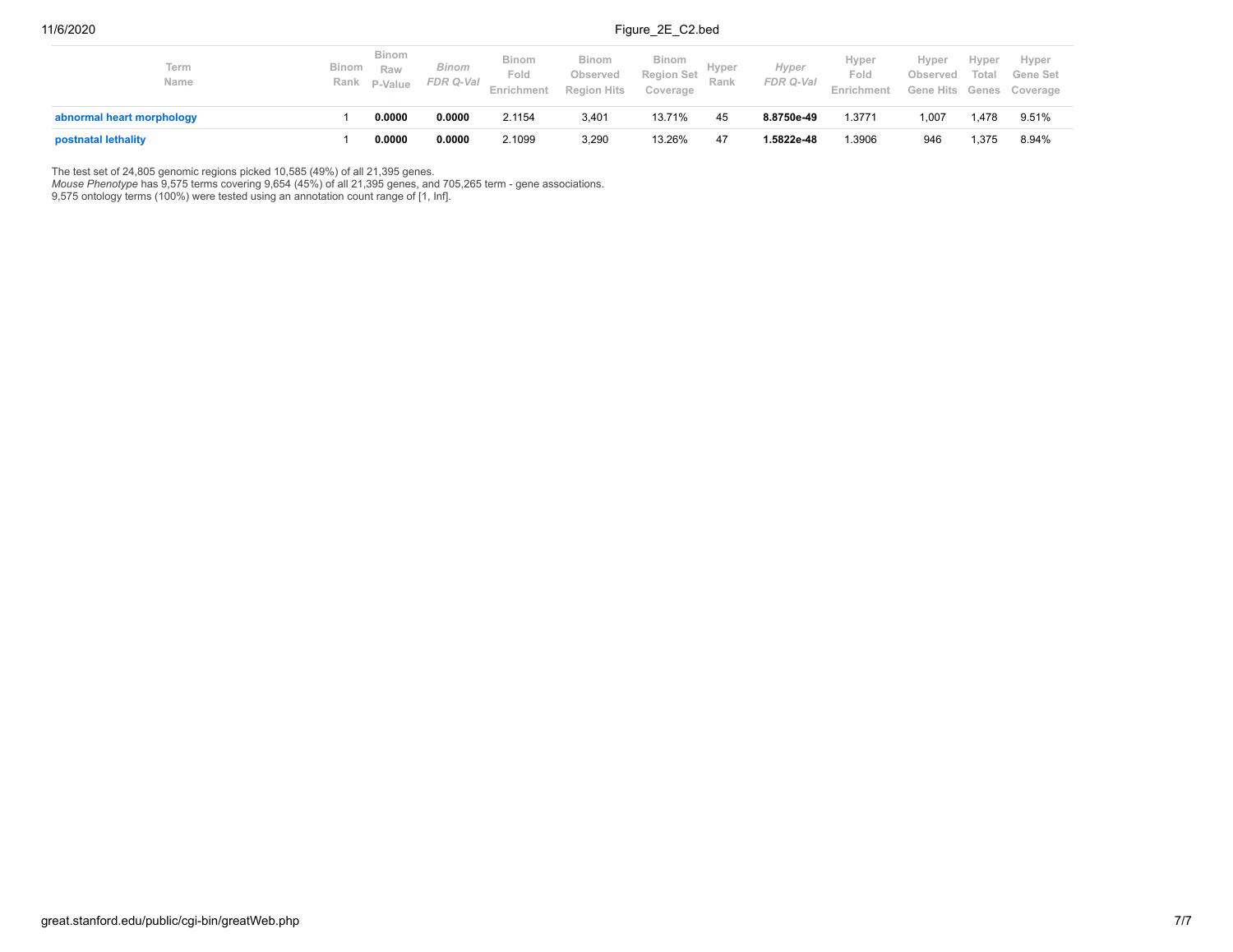| Term Name | Binom Rank | Binom Raw P-Value | *Binom FDR Q-Val* | Binom Fold Enrichment | Binom Observed Region Hits | Binom Region Set Coverage | Hyper Rank | *Hyper FDR Q-Val* | Hyper Fold Enrichment | Hyper Observed Gene Hits | Hyper Total Genes | Hyper Gene Set Coverage |
|---|---|---|---|---|---|---|---|---|---|---|---|---|
| **abnormal heart morphology** | 1 | **0.0000** | **0.0000** | 2.1154 | 3,401 | 13.71% | 45 | **8.8750e-49** | 1.3771 | 1,007 | 1,478 | 9.51% |
| **postnatal lethality** | 1 | **0.0000** | **0.0000** | 2.1099 | 3,290 | 13.26% | 47 | **1.5822e-48** | 1.3906 | 946 | 1,375 | 8.94% |

The test set of 24,805 genomic regions picked 10,585 (49%) of all 21,395 genes.
*Mouse Phenotype* has 9,575 terms covering 9,654 (45%) of all 21,395 genes, and 705,265 term - gene associations.
9,575 ontology terms (100%) were tested using an annotation count range of [1, Inf].